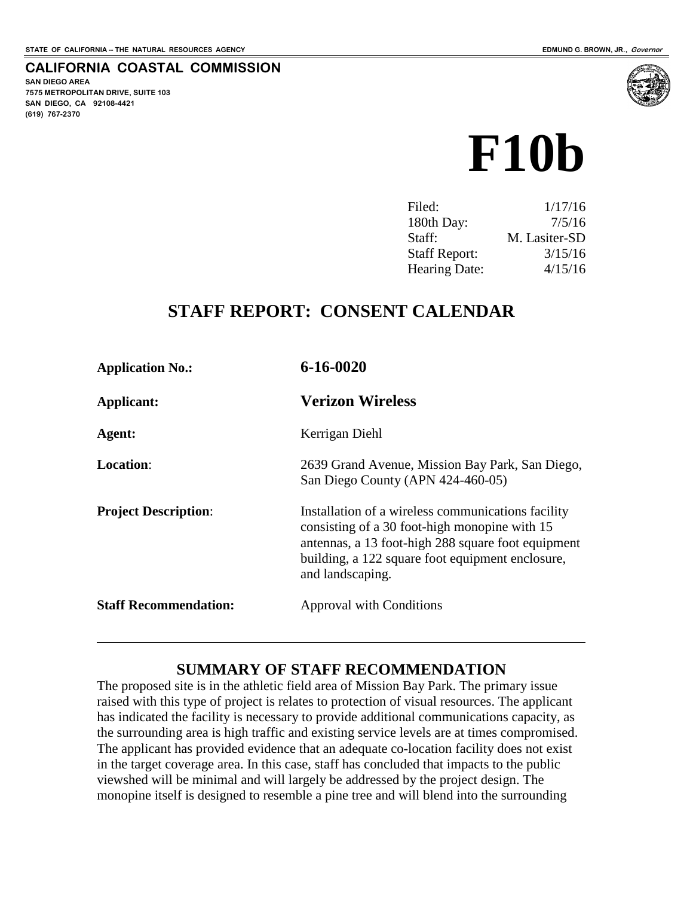STATE OF CALIFORNIA -- THE NATURAL RESOURCES AGENCY — EDMUND G. BROWN, JR., *Governor*

**CALIFORNIA COASTAL COMMISSION**
**SAN DIEGO AREA**
**7575 METROPOLITAN DRIVE, SUITE 103**
**SAN DIEGO, CA 92108-4421**
**(619) 767-2370**

# F10b

| | |
|---|---|
| Filed: | 1/17/16 |
| 180th Day: | 7/5/16 |
| Staff: | M. Lasiter-SD |
| Staff Report: | 3/15/16 |
| Hearing Date: | 4/15/16 |

## STAFF REPORT: CONSENT CALENDAR

| | |
|---|---|
| **Application No.:** | **6-16-0020** |
| **Applicant:** | **Verizon Wireless** |
| **Agent:** | Kerrigan Diehl |
| **Location:** | 2639 Grand Avenue, Mission Bay Park, San Diego, San Diego County (APN 424-460-05) |
| **Project Description:** | Installation of a wireless communications facility consisting of a 30 foot-high monopine with 15 antennas, a 13 foot-high 288 square foot equipment building, a 122 square foot equipment enclosure, and landscaping. |
| **Staff Recommendation:** | Approval with Conditions |

---

### SUMMARY OF STAFF RECOMMENDATION

The proposed site is in the athletic field area of Mission Bay Park. The primary issue raised with this type of project is relates to protection of visual resources. The applicant has indicated the facility is necessary to provide additional communications capacity, as the surrounding area is high traffic and existing service levels are at times compromised. The applicant has provided evidence that an adequate co-location facility does not exist in the target coverage area. In this case, staff has concluded that impacts to the public viewshed will be minimal and will largely be addressed by the project design. The monopine itself is designed to resemble a pine tree and will blend into the surrounding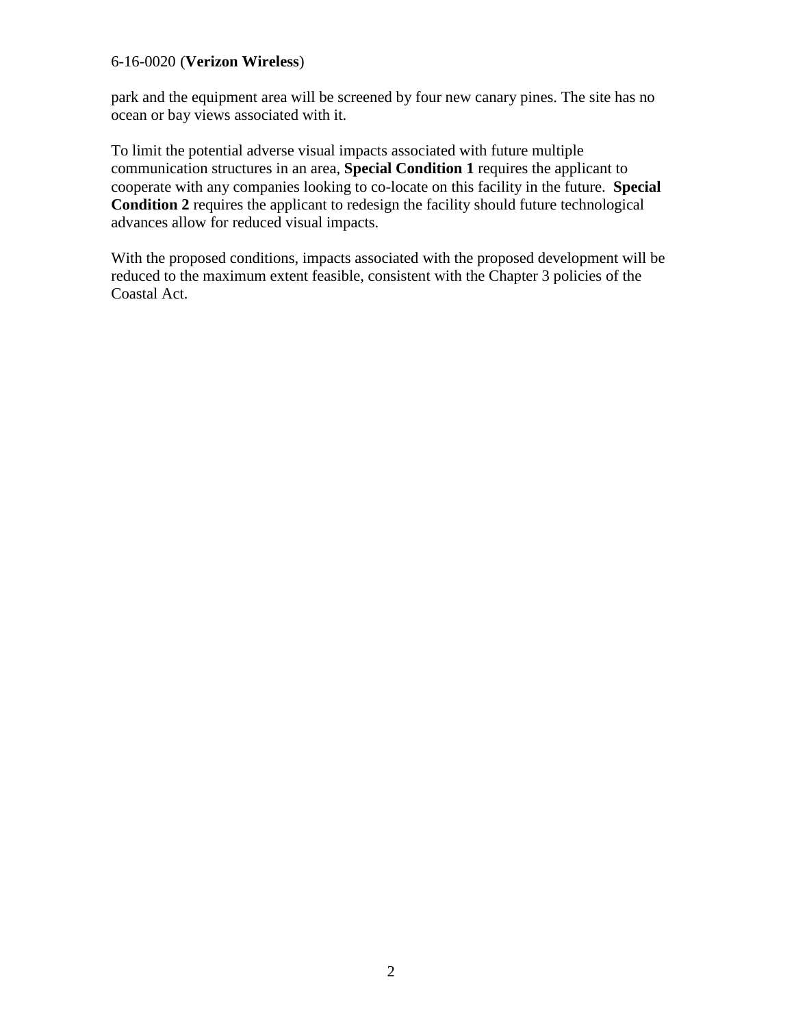park and the equipment area will be screened by four new canary pines. The site has no ocean or bay views associated with it.

To limit the potential adverse visual impacts associated with future multiple communication structures in an area, **Special Condition 1** requires the applicant to cooperate with any companies looking to co-locate on this facility in the future. **Special Condition 2** requires the applicant to redesign the facility should future technological advances allow for reduced visual impacts.

With the proposed conditions, impacts associated with the proposed development will be reduced to the maximum extent feasible, consistent with the Chapter 3 policies of the Coastal Act.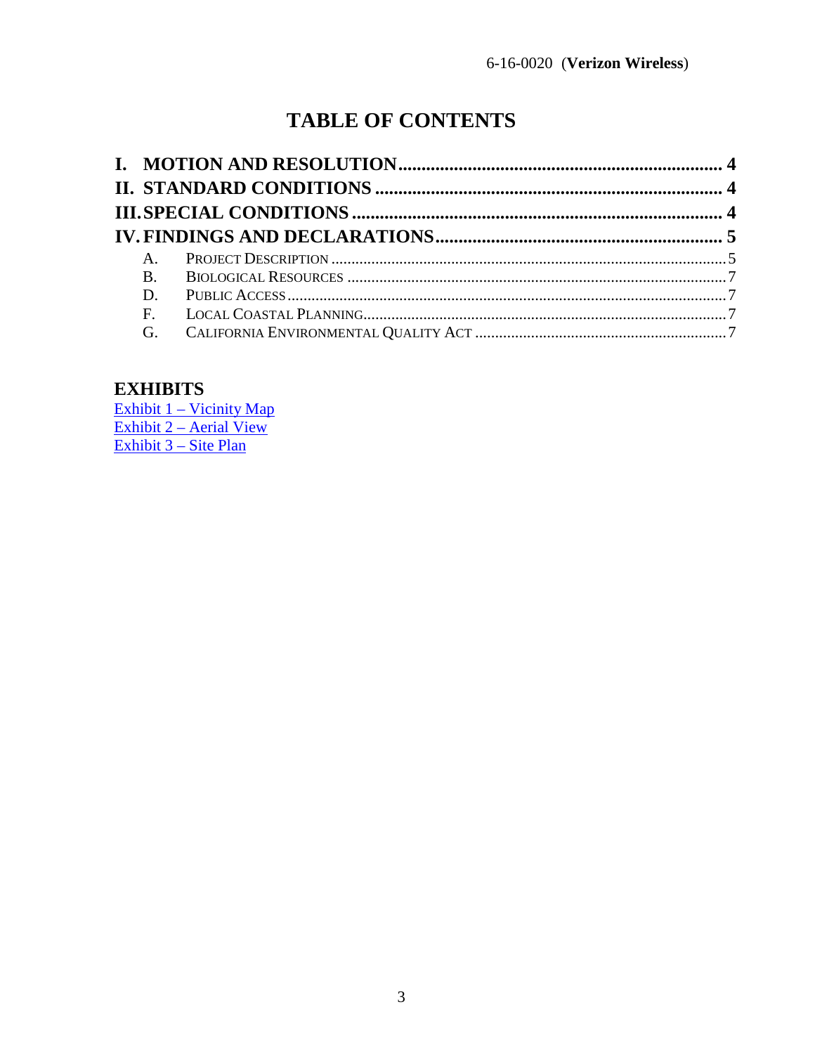# TABLE OF CONTENTS

**I. MOTION AND RESOLUTION** ..................................................................... **4**

**II. STANDARD CONDITIONS** ........................................................................... **4**

**III. SPECIAL CONDITIONS** .............................................................................. **4**

**IV. FINDINGS AND DECLARATIONS** ............................................................. **5**

- A. PROJECT DESCRIPTION .................................................................................. 5
- B. BIOLOGICAL RESOURCES ............................................................................... 7
- D. PUBLIC ACCESS ............................................................................................. 7
- F. LOCAL COASTAL PLANNING ............................................................................ 7
- G. CALIFORNIA ENVIRONMENTAL QUALITY ACT ................................................. 7

## EXHIBITS

Exhibit 1 – Vicinity Map
Exhibit 2 – Aerial View
Exhibit 3 – Site Plan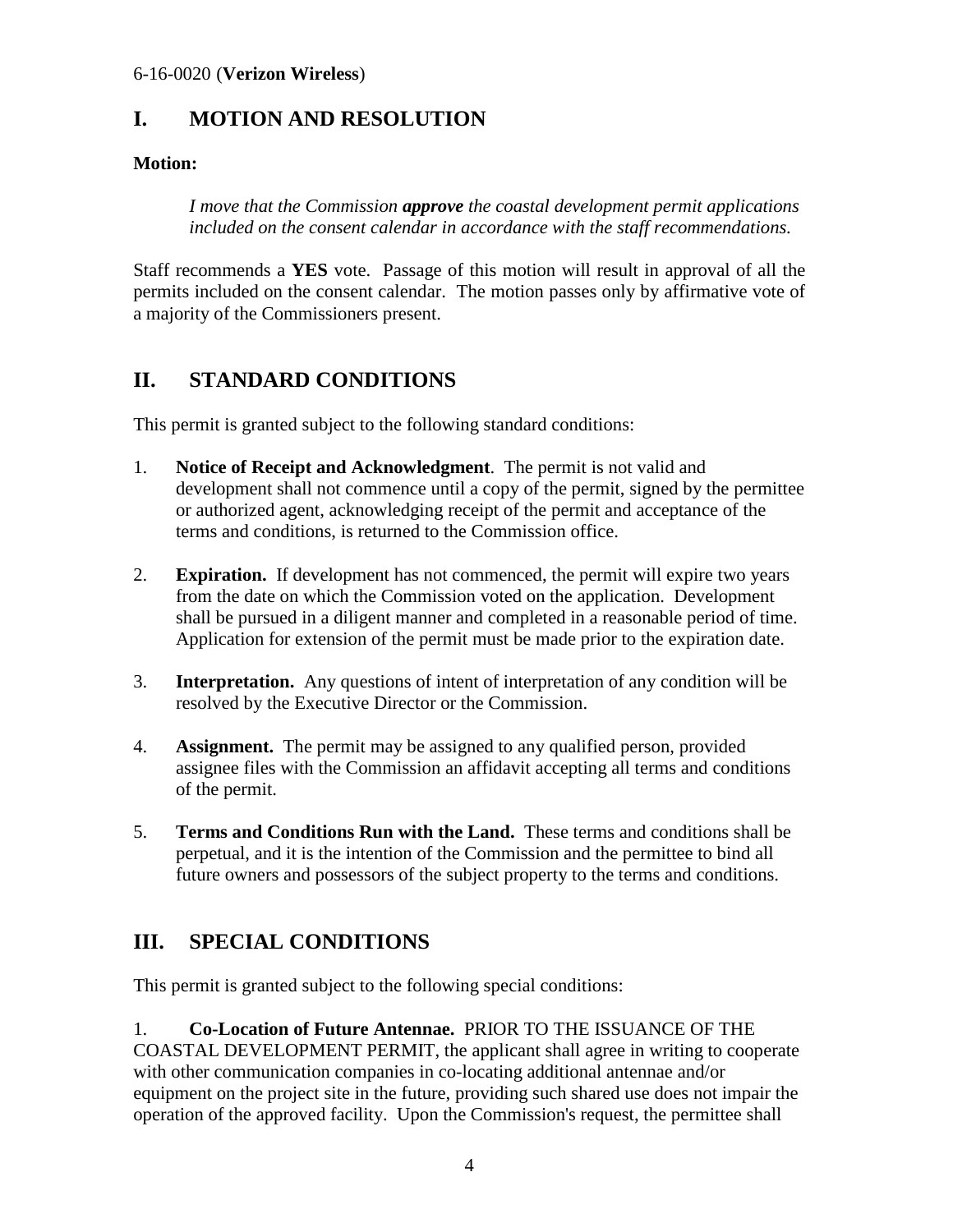## I. MOTION AND RESOLUTION

**Motion:**

> *I move that the Commission* ***approve*** *the coastal development permit applications included on the consent calendar in accordance with the staff recommendations.*

Staff recommends a **YES** vote. Passage of this motion will result in approval of all the permits included on the consent calendar. The motion passes only by affirmative vote of a majority of the Commissioners present.

## II. STANDARD CONDITIONS

This permit is granted subject to the following standard conditions:

1. **Notice of Receipt and Acknowledgment**. The permit is not valid and development shall not commence until a copy of the permit, signed by the permittee or authorized agent, acknowledging receipt of the permit and acceptance of the terms and conditions, is returned to the Commission office.

2. **Expiration.** If development has not commenced, the permit will expire two years from the date on which the Commission voted on the application. Development shall be pursued in a diligent manner and completed in a reasonable period of time. Application for extension of the permit must be made prior to the expiration date.

3. **Interpretation.** Any questions of intent of interpretation of any condition will be resolved by the Executive Director or the Commission.

4. **Assignment.** The permit may be assigned to any qualified person, provided assignee files with the Commission an affidavit accepting all terms and conditions of the permit.

5. **Terms and Conditions Run with the Land.** These terms and conditions shall be perpetual, and it is the intention of the Commission and the permittee to bind all future owners and possessors of the subject property to the terms and conditions.

## III. SPECIAL CONDITIONS

This permit is granted subject to the following special conditions:

1. **Co-Location of Future Antennae.** PRIOR TO THE ISSUANCE OF THE COASTAL DEVELOPMENT PERMIT, the applicant shall agree in writing to cooperate with other communication companies in co-locating additional antennae and/or equipment on the project site in the future, providing such shared use does not impair the operation of the approved facility. Upon the Commission's request, the permittee shall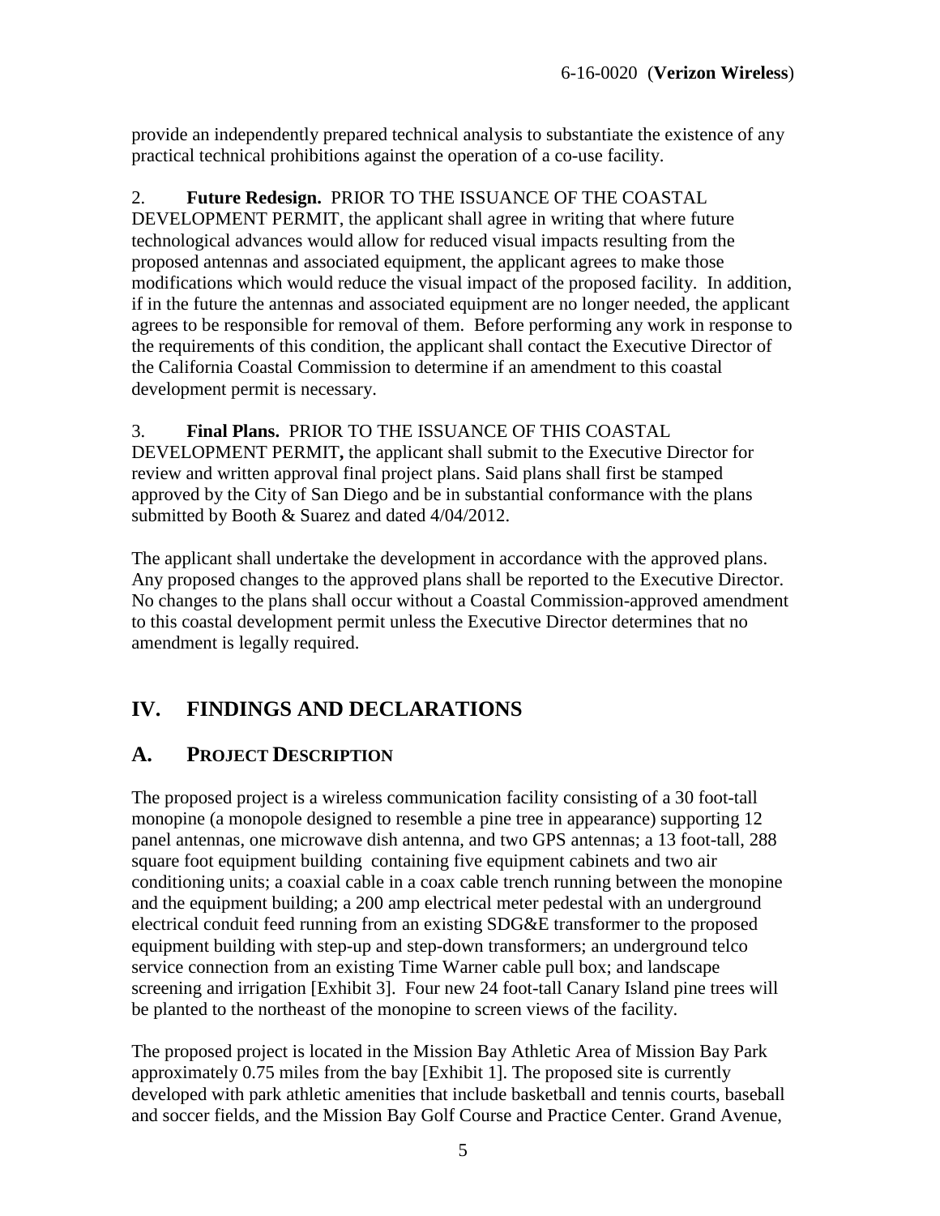provide an independently prepared technical analysis to substantiate the existence of any practical technical prohibitions against the operation of a co-use facility.

2. **Future Redesign.** PRIOR TO THE ISSUANCE OF THE COASTAL DEVELOPMENT PERMIT, the applicant shall agree in writing that where future technological advances would allow for reduced visual impacts resulting from the proposed antennas and associated equipment, the applicant agrees to make those modifications which would reduce the visual impact of the proposed facility. In addition, if in the future the antennas and associated equipment are no longer needed, the applicant agrees to be responsible for removal of them. Before performing any work in response to the requirements of this condition, the applicant shall contact the Executive Director of the California Coastal Commission to determine if an amendment to this coastal development permit is necessary.

3. **Final Plans.** PRIOR TO THE ISSUANCE OF THIS COASTAL DEVELOPMENT PERMIT**,** the applicant shall submit to the Executive Director for review and written approval final project plans. Said plans shall first be stamped approved by the City of San Diego and be in substantial conformance with the plans submitted by Booth & Suarez and dated 4/04/2012.

The applicant shall undertake the development in accordance with the approved plans. Any proposed changes to the approved plans shall be reported to the Executive Director. No changes to the plans shall occur without a Coastal Commission-approved amendment to this coastal development permit unless the Executive Director determines that no amendment is legally required.

## IV. FINDINGS AND DECLARATIONS

### A. PROJECT DESCRIPTION

The proposed project is a wireless communication facility consisting of a 30 foot-tall monopine (a monopole designed to resemble a pine tree in appearance) supporting 12 panel antennas, one microwave dish antenna, and two GPS antennas; a 13 foot-tall, 288 square foot equipment building containing five equipment cabinets and two air conditioning units; a coaxial cable in a coax cable trench running between the monopine and the equipment building; a 200 amp electrical meter pedestal with an underground electrical conduit feed running from an existing SDG&E transformer to the proposed equipment building with step-up and step-down transformers; an underground telco service connection from an existing Time Warner cable pull box; and landscape screening and irrigation [Exhibit 3]. Four new 24 foot-tall Canary Island pine trees will be planted to the northeast of the monopine to screen views of the facility.

The proposed project is located in the Mission Bay Athletic Area of Mission Bay Park approximately 0.75 miles from the bay [Exhibit 1]. The proposed site is currently developed with park athletic amenities that include basketball and tennis courts, baseball and soccer fields, and the Mission Bay Golf Course and Practice Center. Grand Avenue,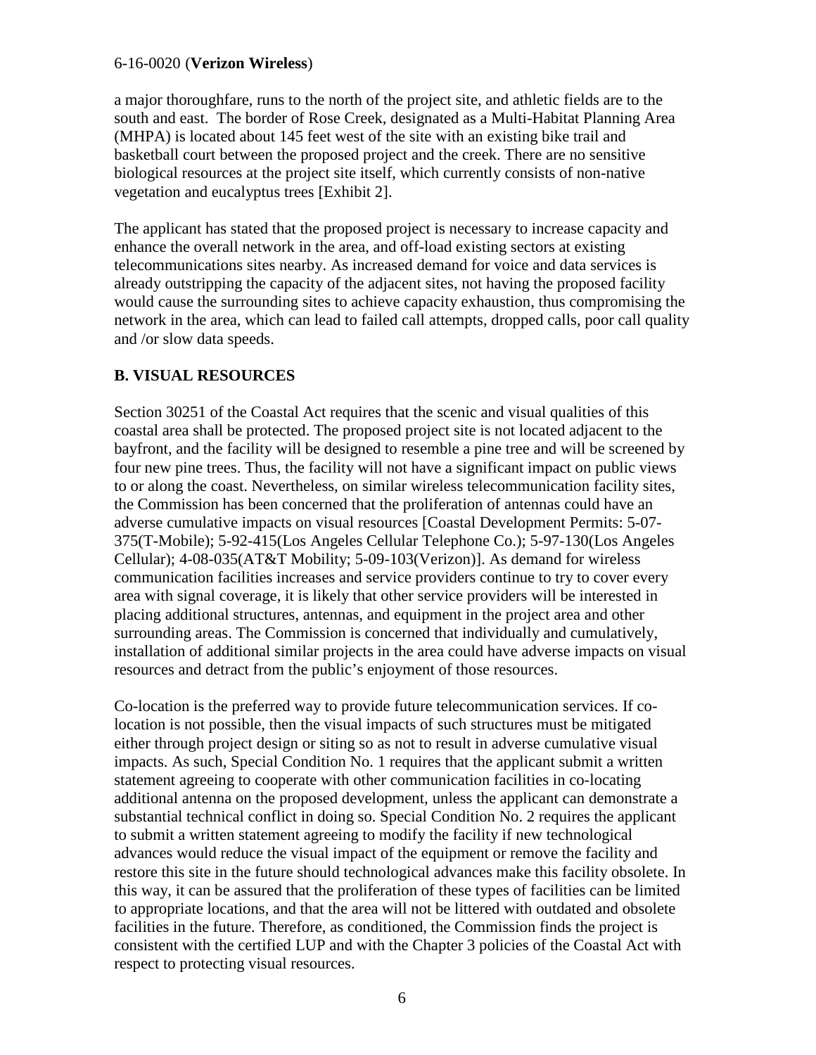a major thoroughfare, runs to the north of the project site, and athletic fields are to the south and east. The border of Rose Creek, designated as a Multi-Habitat Planning Area (MHPA) is located about 145 feet west of the site with an existing bike trail and basketball court between the proposed project and the creek. There are no sensitive biological resources at the project site itself, which currently consists of non-native vegetation and eucalyptus trees [Exhibit 2].

The applicant has stated that the proposed project is necessary to increase capacity and enhance the overall network in the area, and off-load existing sectors at existing telecommunications sites nearby. As increased demand for voice and data services is already outstripping the capacity of the adjacent sites, not having the proposed facility would cause the surrounding sites to achieve capacity exhaustion, thus compromising the network in the area, which can lead to failed call attempts, dropped calls, poor call quality and /or slow data speeds.

## B. VISUAL RESOURCES

Section 30251 of the Coastal Act requires that the scenic and visual qualities of this coastal area shall be protected. The proposed project site is not located adjacent to the bayfront, and the facility will be designed to resemble a pine tree and will be screened by four new pine trees. Thus, the facility will not have a significant impact on public views to or along the coast. Nevertheless, on similar wireless telecommunication facility sites, the Commission has been concerned that the proliferation of antennas could have an adverse cumulative impacts on visual resources [Coastal Development Permits: 5-07-375(T-Mobile); 5-92-415(Los Angeles Cellular Telephone Co.); 5-97-130(Los Angeles Cellular); 4-08-035(AT&T Mobility; 5-09-103(Verizon)]. As demand for wireless communication facilities increases and service providers continue to try to cover every area with signal coverage, it is likely that other service providers will be interested in placing additional structures, antennas, and equipment in the project area and other surrounding areas. The Commission is concerned that individually and cumulatively, installation of additional similar projects in the area could have adverse impacts on visual resources and detract from the public's enjoyment of those resources.

Co-location is the preferred way to provide future telecommunication services. If co-location is not possible, then the visual impacts of such structures must be mitigated either through project design or siting so as not to result in adverse cumulative visual impacts. As such, Special Condition No. 1 requires that the applicant submit a written statement agreeing to cooperate with other communication facilities in co-locating additional antenna on the proposed development, unless the applicant can demonstrate a substantial technical conflict in doing so. Special Condition No. 2 requires the applicant to submit a written statement agreeing to modify the facility if new technological advances would reduce the visual impact of the equipment or remove the facility and restore this site in the future should technological advances make this facility obsolete. In this way, it can be assured that the proliferation of these types of facilities can be limited to appropriate locations, and that the area will not be littered with outdated and obsolete facilities in the future. Therefore, as conditioned, the Commission finds the project is consistent with the certified LUP and with the Chapter 3 policies of the Coastal Act with respect to protecting visual resources.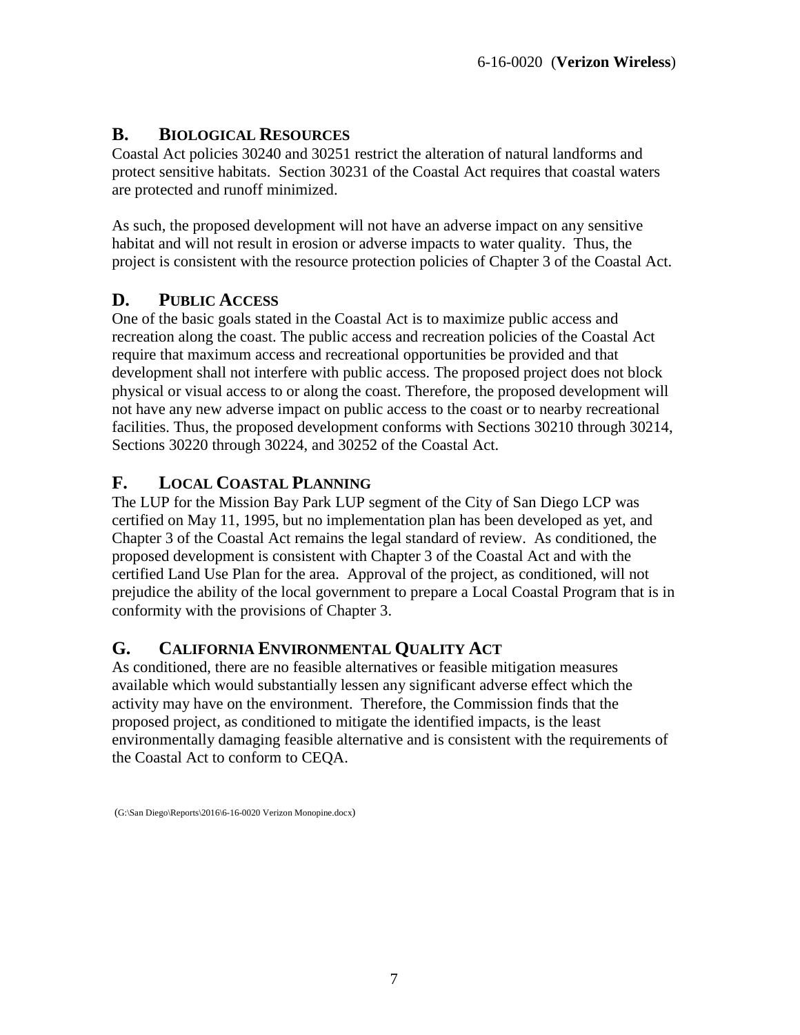## B. BIOLOGICAL RESOURCES

Coastal Act policies 30240 and 30251 restrict the alteration of natural landforms and protect sensitive habitats. Section 30231 of the Coastal Act requires that coastal waters are protected and runoff minimized.

As such, the proposed development will not have an adverse impact on any sensitive habitat and will not result in erosion or adverse impacts to water quality. Thus, the project is consistent with the resource protection policies of Chapter 3 of the Coastal Act.

## D. PUBLIC ACCESS

One of the basic goals stated in the Coastal Act is to maximize public access and recreation along the coast. The public access and recreation policies of the Coastal Act require that maximum access and recreational opportunities be provided and that development shall not interfere with public access. The proposed project does not block physical or visual access to or along the coast. Therefore, the proposed development will not have any new adverse impact on public access to the coast or to nearby recreational facilities. Thus, the proposed development conforms with Sections 30210 through 30214, Sections 30220 through 30224, and 30252 of the Coastal Act.

## F. LOCAL COASTAL PLANNING

The LUP for the Mission Bay Park LUP segment of the City of San Diego LCP was certified on May 11, 1995, but no implementation plan has been developed as yet, and Chapter 3 of the Coastal Act remains the legal standard of review. As conditioned, the proposed development is consistent with Chapter 3 of the Coastal Act and with the certified Land Use Plan for the area. Approval of the project, as conditioned, will not prejudice the ability of the local government to prepare a Local Coastal Program that is in conformity with the provisions of Chapter 3.

## G. CALIFORNIA ENVIRONMENTAL QUALITY ACT

As conditioned, there are no feasible alternatives or feasible mitigation measures available which would substantially lessen any significant adverse effect which the activity may have on the environment. Therefore, the Commission finds that the proposed project, as conditioned to mitigate the identified impacts, is the least environmentally damaging feasible alternative and is consistent with the requirements of the Coastal Act to conform to CEQA.

(G:\San Diego\Reports\2016\6-16-0020 Verizon Monopine.docx)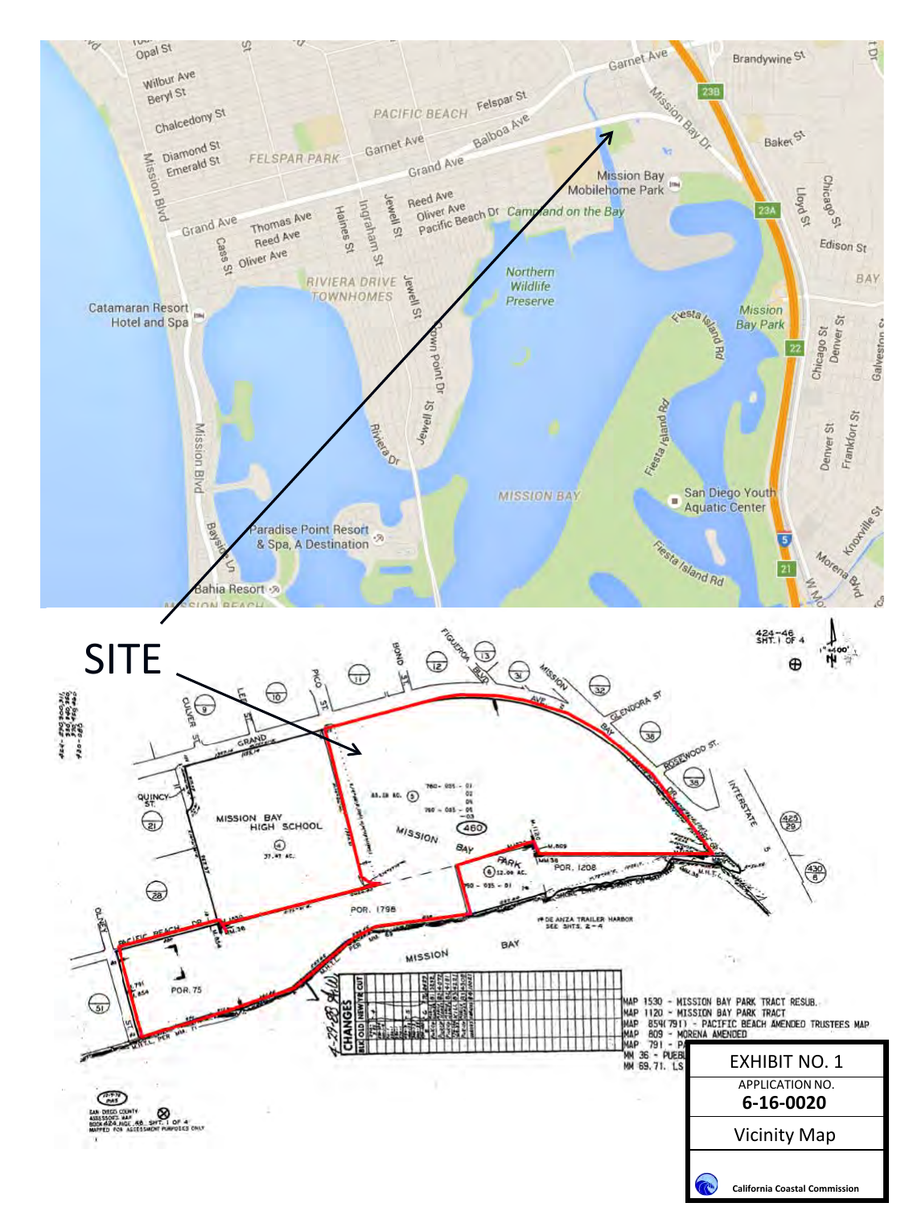SITE

EXHIBIT NO. 1

APPLICATION NO.

**6-16-0020**

Vicinity Map

California Coastal Commission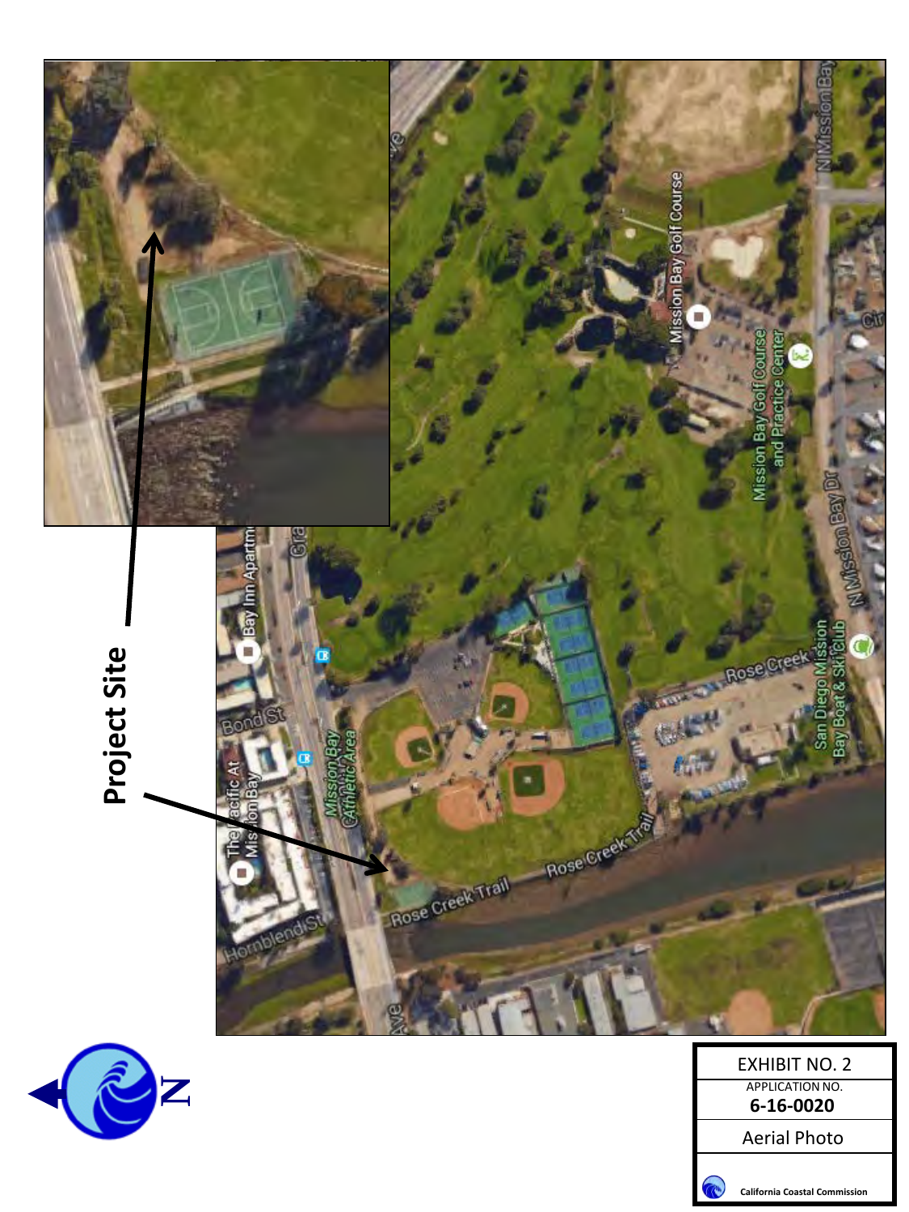Project Site

EXHIBIT NO. 2

APPLICATION NO.

**6-16-0020**

Aerial Photo

California Coastal Commission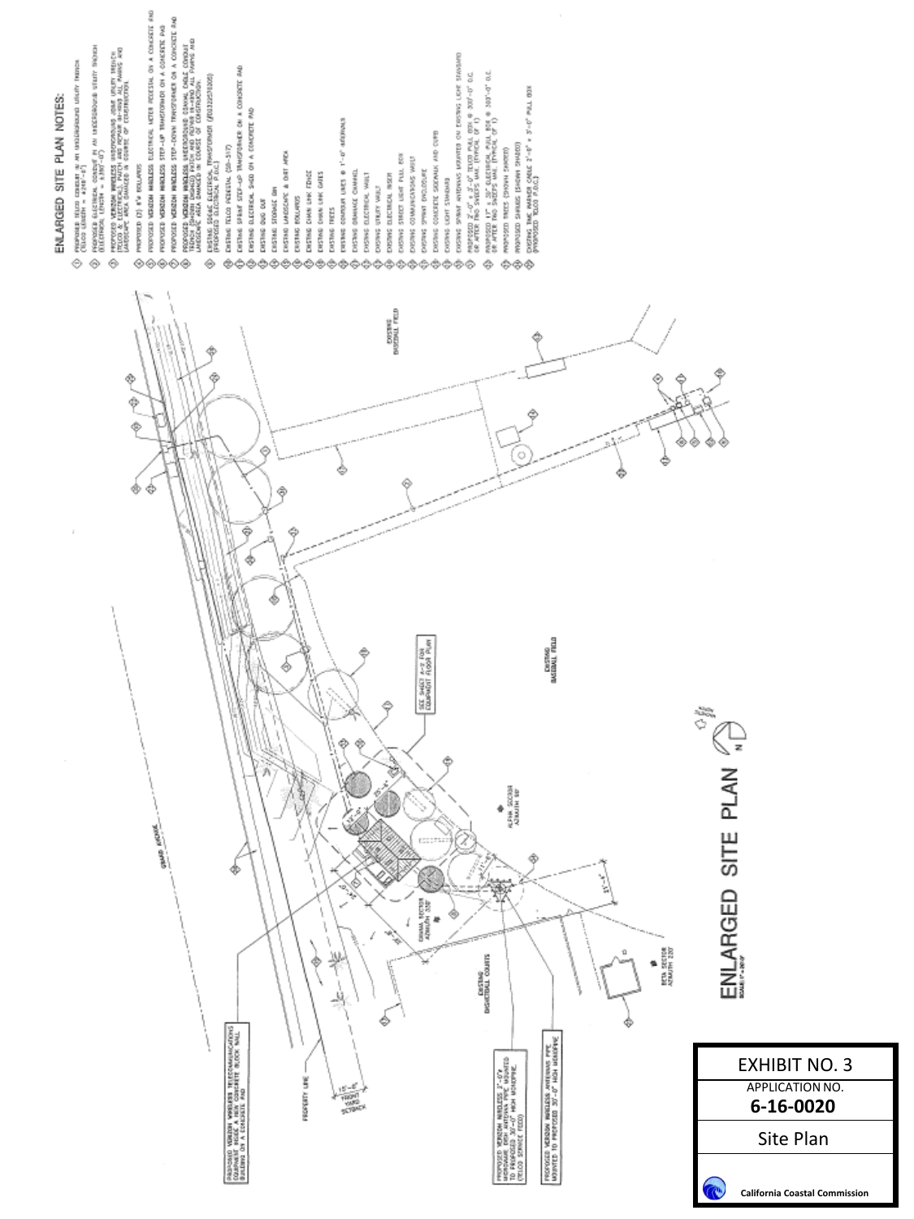## ENLARGED SITE PLAN NOTES:

1. PROPOSED TELCO CONDUIT IN AN UNDERGROUND UTILITY TRENCH (TELCO LENGTH = ±240'-0")
2. PROPOSED ELECTRICAL CONDUIT IN AN UNDERGROUND UTILITY TRENCH (ELECTRICAL LENGTH = ±397'-0")
3. PROPOSED VERIZON WIRELESS UNDERGROUND JOINT UTILITY TRENCH (TELCO & ELECTRICAL). PATCH AND REPAIR ALL PAVING AND LANDSCAPE AREA DAMAGED IN COURSE OF CONSTRUCTION.
4. PROPOSED (2) 6"ø BOLLARDS
5. PROPOSED VERIZON WIRELESS ELECTRICAL METER PEDESTAL ON A CONCRETE PAD
6. PROPOSED VERIZON WIRELESS STEP-UP TRANSFORMER ON A CONCRETE PAD
7. PROPOSED VERIZON WIRELESS STEP-DOWN TRANSFORMER ON A CONCRETE PAD
8. PROPOSED VERIZON WIRELESS UNDERGROUND COAXIAL CABLE CONDUIT TRENCH. PATCH AND REPAIR ALL PAVING AND LANDSCAPE AREA DAMAGED IN COURSE OF CONSTRUCTION.
9. EXISTING SDG&E ELECTRICAL TRANSFORMER (PROPOSED ELECTRICAL P.O.C.)
10. EXISTING TELCO PEDESTAL
11. EXISTING SPRINT STEP-UP TRANSFORMER ON A CONCRETE PAD
12. EXISTING ELECTRICAL SHED ON A CONCRETE PAD
13. EXISTING DUG OUT
14. EXISTING STORAGE BIN
15. EXISTING LANDSCAPE & DIRT AREA
16. EXISTING BOLLARDS
17. EXISTING CHAIN LINK FENCE
18. EXISTING CHAIN LINK GATES
19. EXISTING TREES
20. EXISTING CONTOUR LINES @ 1'-0" INTERVALS
21. EXISTING DRAINAGE CHANNEL
22. EXISTING ELECTRICAL VAULT
23. EXISTING UTILITY VAULT
24. EXISTING ELECTRICAL RISER
25. EXISTING STREET LIGHT PULL BOX
26. EXISTING COMMUNICATIONS VAULT
27. EXISTING SPRINT ENCLOSURE
28. EXISTING CONCRETE SIDEWALK AND CURB
29. EXISTING LIGHT STANDARD
30. EXISTING SPRINT ANTENNAS MOUNTED ON EXISTING LIGHT STANDARD
31. PROPOSED 2'-0" x 3'-0" TELCO PULL BOX @ 300'-0" O.C. OR AFTER TWO SWEEPS MAX. (TYPICAL OF 1)
32. PROPOSED 17" x 30" ELECTRICAL PULL BOX @ 300'-0" O.C. OR AFTER TWO SWEEPS MAX. (TYPICAL OF 1)
33. PROPOSED TREES (SHOWN SHADED)
34. PROPOSED SHRUBS (SHOWN SHADED)
35. EXISTING TWC MARKER CABLE 2'-0" x 3'-0" PULL BOX (PROPOSED TELCO P.O.C.)

GRAND AVENUE

EXISTING BASEBALL FIELD

EXISTING BASEBALL FIELD

EXISTING BASKETBALL COURTS

SEE SHEET A-2 FOR EQUIPMENT FLOOR PLAN

ALPHA SECTOR AZIMUTH 90°

GAMMA SECTOR AZIMUTH 330°

BETA SECTOR AZIMUTH 220°

PROPOSED VERIZON WIRELESS TELECOMMUNICATIONS EQUIPMENT INSIDE A NEW CONCRETE BLOCK WALL BUILDING ON A CONCRETE PAD

PROPERTY LINE

15'-0" FRONT YARD SETBACK

PROPOSED VERIZON WIRELESS 2'-0"ø MICROWAVE DISH ANTENNA PIPE MOUNTED TO PROPOSED 30'-0" HIGH MONOPINE. (TELCO SERVICE FEED)

PROPOSED VERIZON WIRELESS ANTENNAS PIPE MOUNTED TO PROPOSED 30'-0" HIGH MONOPINE

# ENLARGED SITE PLAN

SCALE: 1" = 20'-0"

| EXHIBIT NO. 3 |
|---|
| APPLICATION NO. **6-16-0020** |
| Site Plan |
| California Coastal Commission |